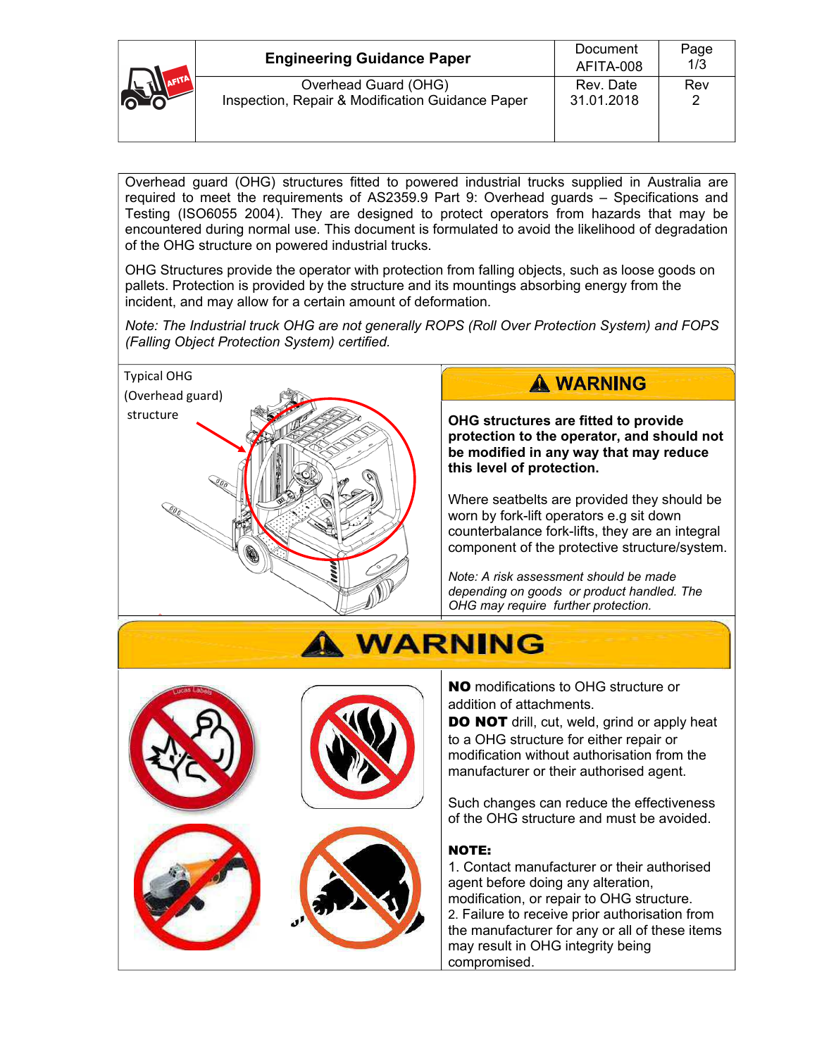| | Engineering Guidance Paper | Document AFITA-008 | Page 1/3 |
|---|---|---|---|
| | Overhead Guard (OHG) Inspection, Repair & Modification Guidance Paper | Rev. Date 31.01.2018 | Rev 2 |

Overhead guard (OHG) structures fitted to powered industrial trucks supplied in Australia are required to meet the requirements of AS2359.9 Part 9: Overhead guards – Specifications and Testing (ISO6055 2004). They are designed to protect operators from hazards that may be encountered during normal use. This document is formulated to avoid the likelihood of degradation of the OHG structure on powered industrial trucks.

OHG Structures provide the operator with protection from falling objects, such as loose goods on pallets. Protection is provided by the structure and its mountings absorbing energy from the incident, and may allow for a certain amount of deformation.

*Note: The Industrial truck OHG are not generally ROPS (Roll Over Protection System) and FOPS (Falling Object Protection System) certified.*

Typical OHG (Overhead guard) structure

## ⚠ WARNING

**OHG structures are fitted to provide protection to the operator, and should not be modified in any way that may reduce this level of protection.**

Where seatbelts are provided they should be worn by fork-lift operators e.g sit down counterbalance fork-lifts, they are an integral component of the protective structure/system.

*Note: A risk assessment should be made depending on goods or product handled. The OHG may require further protection.*

## ⚠ WARNING

**NO** modifications to OHG structure or addition of attachments.

**DO NOT** drill, cut, weld, grind or apply heat to a OHG structure for either repair or modification without authorisation from the manufacturer or their authorised agent.

Such changes can reduce the effectiveness of the OHG structure and must be avoided.

**NOTE:**

1. Contact manufacturer or their authorised agent before doing any alteration, modification, or repair to OHG structure.
2. Failure to receive prior authorisation from the manufacturer for any or all of these items may result in OHG integrity being compromised.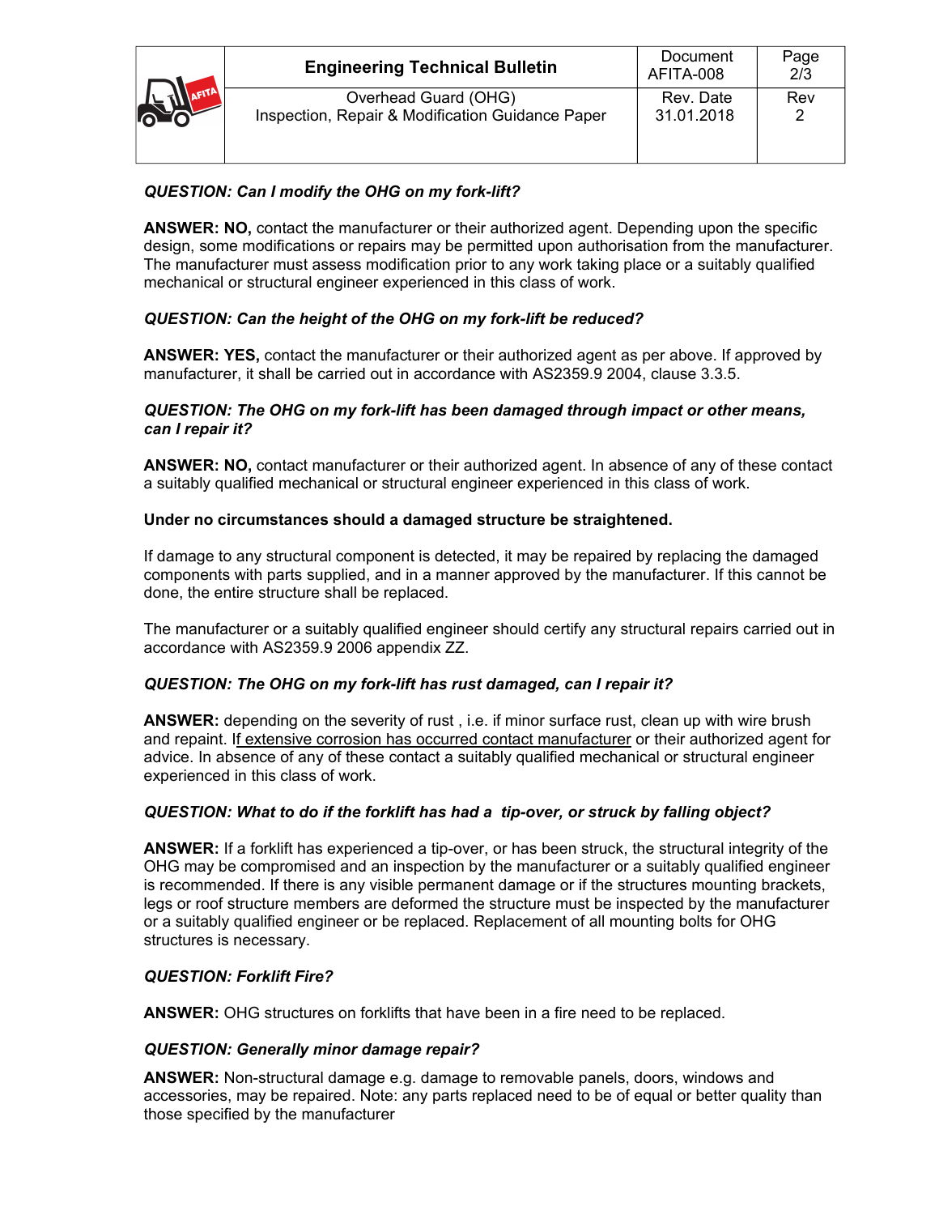***QUESTION: Can I modify the OHG on my fork-lift?***

**ANSWER: NO,** contact the manufacturer or their authorized agent. Depending upon the specific design, some modifications or repairs may be permitted upon authorisation from the manufacturer. The manufacturer must assess modification prior to any work taking place or a suitably qualified mechanical or structural engineer experienced in this class of work.

***QUESTION: Can the height of the OHG on my fork-lift be reduced?***

**ANSWER: YES,** contact the manufacturer or their authorized agent as per above. If approved by manufacturer, it shall be carried out in accordance with AS2359.9 2004, clause 3.3.5.

***QUESTION: The OHG on my fork-lift has been damaged through impact or other means, can I repair it?***

**ANSWER: NO,** contact manufacturer or their authorized agent. In absence of any of these contact a suitably qualified mechanical or structural engineer experienced in this class of work.

**Under no circumstances should a damaged structure be straightened.**

If damage to any structural component is detected, it may be repaired by replacing the damaged components with parts supplied, and in a manner approved by the manufacturer. If this cannot be done, the entire structure shall be replaced.

The manufacturer or a suitably qualified engineer should certify any structural repairs carried out in accordance with AS2359.9 2006 appendix ZZ.

***QUESTION: The OHG on my fork-lift has rust damaged, can I repair it?***

**ANSWER:** depending on the severity of rust , i.e. if minor surface rust, clean up with wire brush and repaint. If extensive corrosion has occurred contact manufacturer or their authorized agent for advice. In absence of any of these contact a suitably qualified mechanical or structural engineer experienced in this class of work.

***QUESTION: What to do if the forklift has had a tip-over, or struck by falling object?***

**ANSWER:** If a forklift has experienced a tip-over, or has been struck, the structural integrity of the OHG may be compromised and an inspection by the manufacturer or a suitably qualified engineer is recommended. If there is any visible permanent damage or if the structures mounting brackets, legs or roof structure members are deformed the structure must be inspected by the manufacturer or a suitably qualified engineer or be replaced. Replacement of all mounting bolts for OHG structures is necessary.

***QUESTION: Forklift Fire?***

**ANSWER:** OHG structures on forklifts that have been in a fire need to be replaced.

***QUESTION: Generally minor damage repair?***

**ANSWER:** Non-structural damage e.g. damage to removable panels, doors, windows and accessories, may be repaired. Note: any parts replaced need to be of equal or better quality than those specified by the manufacturer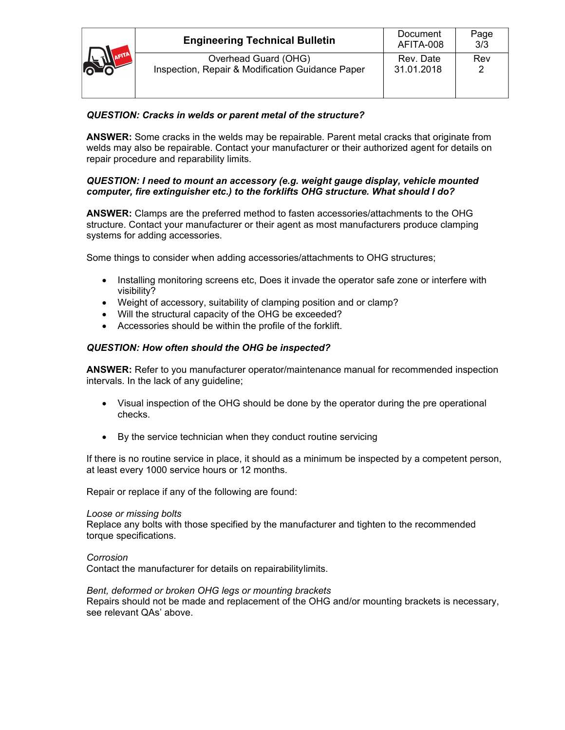***QUESTION: Cracks in welds or parent metal of the structure?***

**ANSWER:** Some cracks in the welds may be repairable. Parent metal cracks that originate from welds may also be repairable. Contact your manufacturer or their authorized agent for details on repair procedure and reparability limits.

***QUESTION: I need to mount an accessory (e.g. weight gauge display, vehicle mounted computer, fire extinguisher etc.) to the forklifts OHG structure. What should I do?***

**ANSWER:** Clamps are the preferred method to fasten accessories/attachments to the OHG structure. Contact your manufacturer or their agent as most manufacturers produce clamping systems for adding accessories.

Some things to consider when adding accessories/attachments to OHG structures;

- Installing monitoring screens etc, Does it invade the operator safe zone or interfere with visibility?
- Weight of accessory, suitability of clamping position and or clamp?
- Will the structural capacity of the OHG be exceeded?
- Accessories should be within the profile of the forklift.

***QUESTION: How often should the OHG be inspected?***

**ANSWER:** Refer to you manufacturer operator/maintenance manual for recommended inspection intervals. In the lack of any guideline;

- Visual inspection of the OHG should be done by the operator during the pre operational checks.

- By the service technician when they conduct routine servicing

If there is no routine service in place, it should as a minimum be inspected by a competent person, at least every 1000 service hours or 12 months.

Repair or replace if any of the following are found:

*Loose or missing bolts*
Replace any bolts with those specified by the manufacturer and tighten to the recommended torque specifications.

*Corrosion*
Contact the manufacturer for details on repairabilitylimits.

*Bent, deformed or broken OHG legs or mounting brackets*
Repairs should not be made and replacement of the OHG and/or mounting brackets is necessary, see relevant QAs' above.